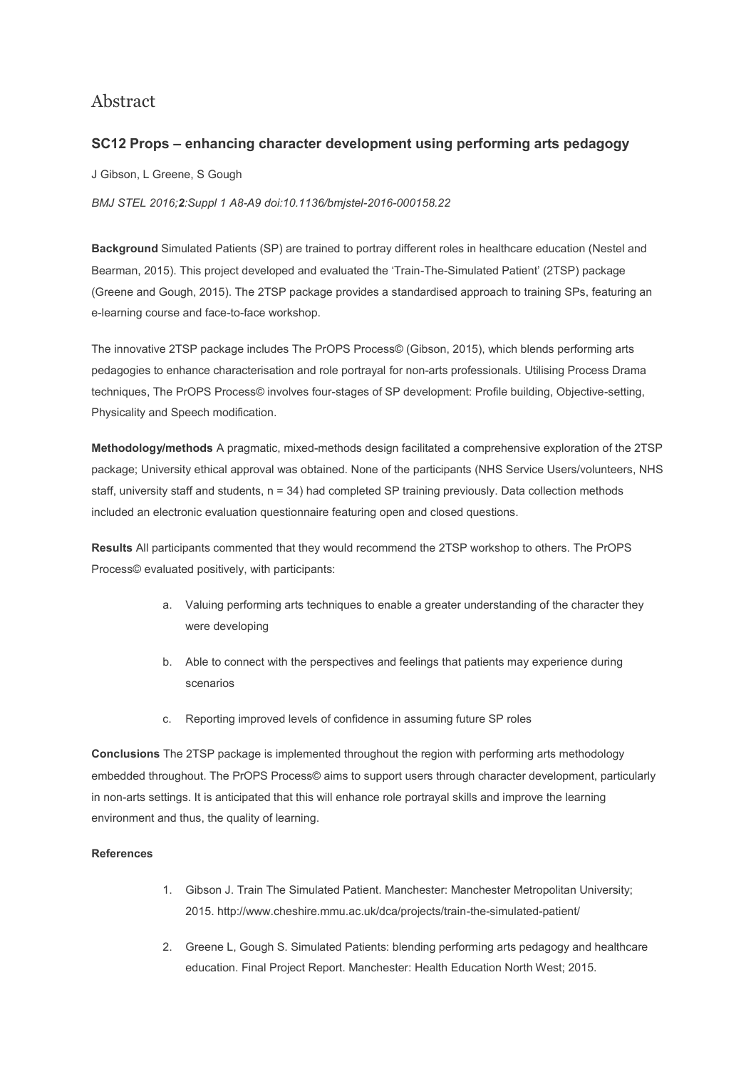# Abstract

## SC12 Props – enhancing character development using performing arts pedagogy

J Gibson, L Greene, S Gough

*BMJ STEL 2016;**2**:Suppl 1 A8-A9 doi:10.1136/bmjstel-2016-000158.22*

**Background** Simulated Patients (SP) are trained to portray different roles in healthcare education (Nestel and Bearman, 2015). This project developed and evaluated the 'Train-The-Simulated Patient' (2TSP) package (Greene and Gough, 2015). The 2TSP package provides a standardised approach to training SPs, featuring an e-learning course and face-to-face workshop.

The innovative 2TSP package includes The PrOPS Process© (Gibson, 2015), which blends performing arts pedagogies to enhance characterisation and role portrayal for non-arts professionals. Utilising Process Drama techniques, The PrOPS Process© involves four-stages of SP development: Profile building, Objective-setting, Physicality and Speech modification.

**Methodology/methods** A pragmatic, mixed-methods design facilitated a comprehensive exploration of the 2TSP package; University ethical approval was obtained. None of the participants (NHS Service Users/volunteers, NHS staff, university staff and students, n = 34) had completed SP training previously. Data collection methods included an electronic evaluation questionnaire featuring open and closed questions.

**Results** All participants commented that they would recommend the 2TSP workshop to others. The PrOPS Process© evaluated positively, with participants:

a. Valuing performing arts techniques to enable a greater understanding of the character they were developing

b. Able to connect with the perspectives and feelings that patients may experience during scenarios

c. Reporting improved levels of confidence in assuming future SP roles

**Conclusions** The 2TSP package is implemented throughout the region with performing arts methodology embedded throughout. The PrOPS Process© aims to support users through character development, particularly in non-arts settings. It is anticipated that this will enhance role portrayal skills and improve the learning environment and thus, the quality of learning.

**References**

1. Gibson J. Train The Simulated Patient. Manchester: Manchester Metropolitan University; 2015. http://www.cheshire.mmu.ac.uk/dca/projects/train-the-simulated-patient/
2. Greene L, Gough S. Simulated Patients: blending performing arts pedagogy and healthcare education. Final Project Report. Manchester: Health Education North West; 2015.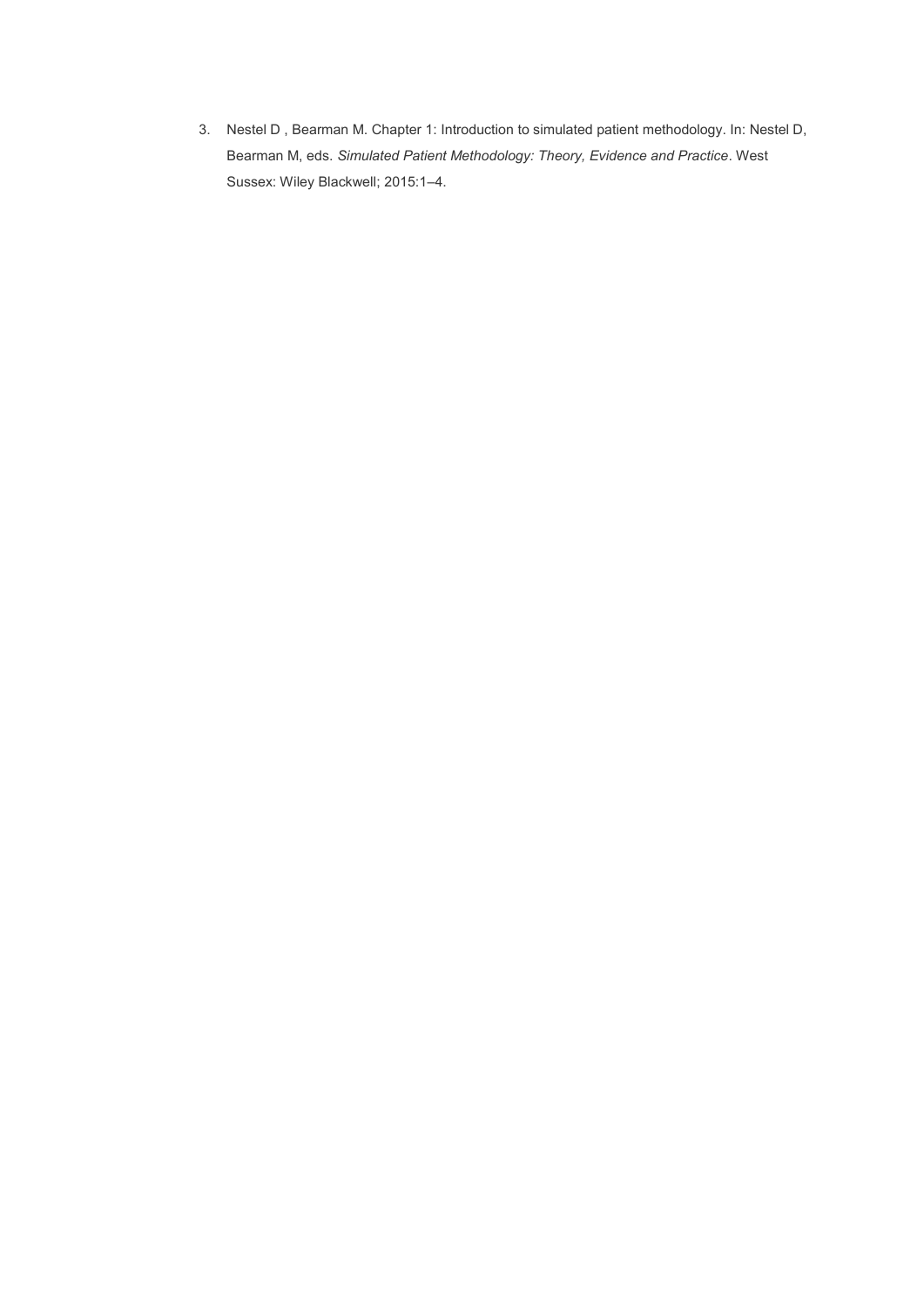3. Nestel D , Bearman M. Chapter 1: Introduction to simulated patient methodology. In: Nestel D, Bearman M, eds. *Simulated Patient Methodology: Theory, Evidence and Practice*. West Sussex: Wiley Blackwell; 2015:1–4.